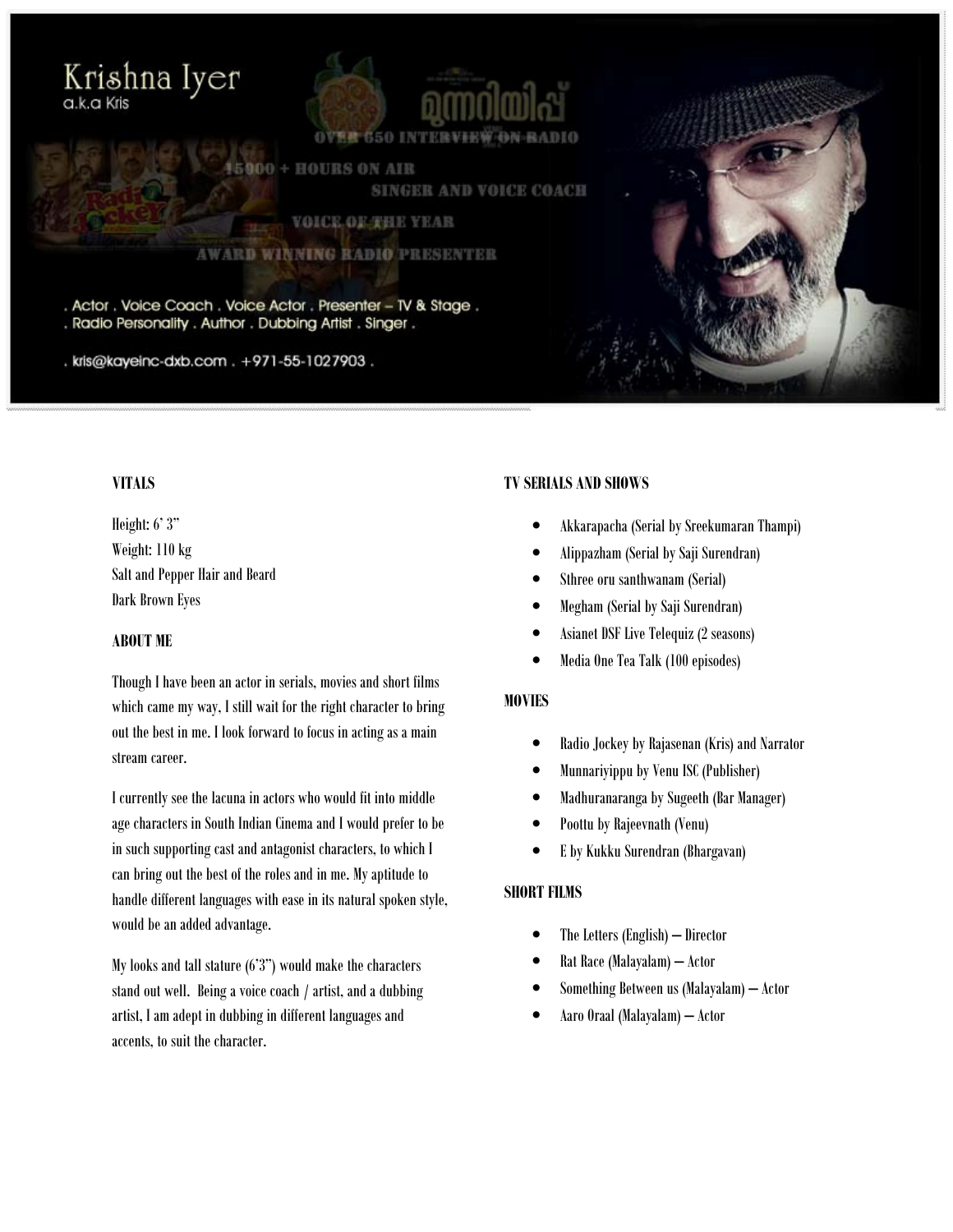# Krishna Iyer
a.k.a Kris

മുന്നറിയിപ്പ്

OVER 650 INTERVIEW ON RADIO

15900 + HOURS ON AIR

SINGER AND VOICE COACH

VOICE OF THE YEAR

AWARD WINNING RADIO PRESENTER

. Actor . Voice Coach . Voice Actor . Presenter – TV & Stage .
. Radio Personality . Author . Dubbing Artist . Singer .

. kris@kayeinc-dxb.com . +971-55-1027903 .

## VITALS

Height: 6' 3"
Weight: 110 kg
Salt and Pepper Hair and Beard
Dark Brown Eyes

## ABOUT ME

Though I have been an actor in serials, movies and short films which came my way, I still wait for the right character to bring out the best in me. I look forward to focus in acting as a main stream career.

I currently see the lacuna in actors who would fit into middle age characters in South Indian Cinema and I would prefer to be in such supporting cast and antagonist characters, to which I can bring out the best of the roles and in me. My aptitude to handle different languages with ease in its natural spoken style, would be an added advantage.

My looks and tall stature (6'3") would make the characters stand out well. Being a voice coach / artist, and a dubbing artist, I am adept in dubbing in different languages and accents, to suit the character.

## TV SERIALS AND SHOWS

- Akkarapacha (Serial by Sreekumaran Thampi)
- Alippazham (Serial by Saji Surendran)
- Sthree oru santhwanam (Serial)
- Megham (Serial by Saji Surendran)
- Asianet DSF Live Telequiz (2 seasons)
- Media One Tea Talk (100 episodes)

## MOVIES

- Radio Jockey by Rajasenan (Kris) and Narrator
- Munnariyippu by Venu ISC (Publisher)
- Madhuranaranga by Sugeeth (Bar Manager)
- Poottu by Rajeevnath (Venu)
- E by Kukku Surendran (Bhargavan)

## SHORT FILMS

- The Letters (English) – Director
- Rat Race (Malayalam) – Actor
- Something Between us (Malayalam) – Actor
- Aaro Oraal (Malayalam) – Actor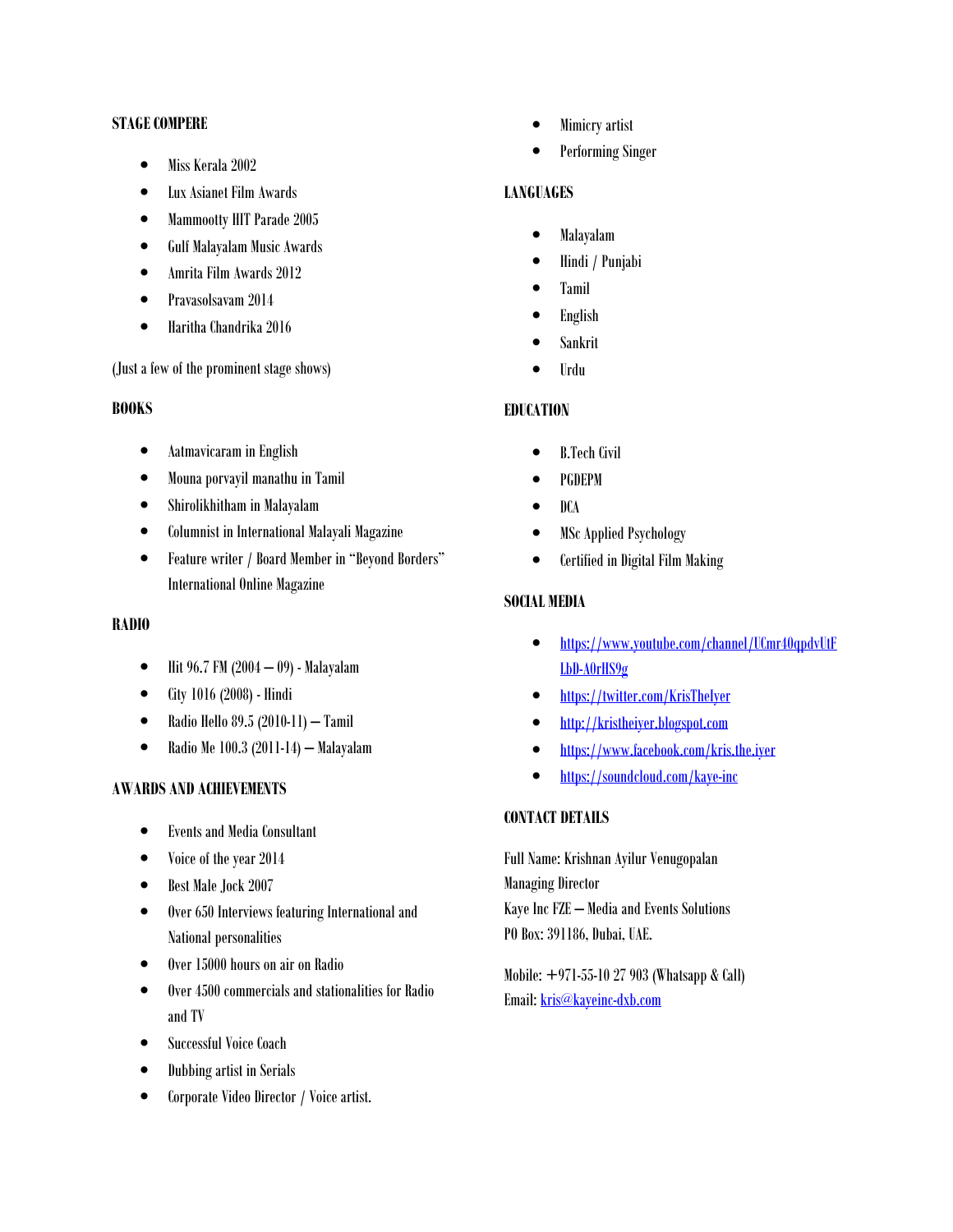**STAGE COMPERE**

- Miss Kerala 2002
- Lux Asianet Film Awards
- Mammootty HIT Parade 2005
- Gulf Malayalam Music Awards
- Amrita Film Awards 2012
- Pravasolsavam 2014
- Haritha Chandrika 2016

(Just a few of the prominent stage shows)

**BOOKS**

- Aatmavicaram in English
- Mouna porvayil manathu in Tamil
- Shirolikhitham in Malayalam
- Columnist in International Malayali Magazine
- Feature writer / Board Member in "Beyond Borders" International Online Magazine

**RADIO**

- Hit 96.7 FM (2004 – 09) - Malayalam
- City 1016 (2008) - Hindi
- Radio Hello 89.5 (2010-11) – Tamil
- Radio Me 100.3 (2011-14) – Malayalam

**AWARDS AND ACHIEVEMENTS**

- Events and Media Consultant
- Voice of the year 2014
- Best Male Jock 2007
- Over 650 Interviews featuring International and National personalities
- Over 15000 hours on air on Radio
- Over 4500 commercials and stationalities for Radio and TV
- Successful Voice Coach
- Dubbing artist in Serials
- Corporate Video Director / Voice artist.
- Mimicry artist
- Performing Singer

**LANGUAGES**

- Malayalam
- Hindi / Punjabi
- Tamil
- English
- Sankrit
- Urdu

**EDUCATION**

- B.Tech Civil
- PGDEPM
- DCA
- MSc Applied Psychology
- Certified in Digital Film Making

**SOCIAL MEDIA**

- https://www.youtube.com/channel/UCmr40qpdvUtFLbD-A0rHS9g
- https://twitter.com/KrisTheIyer
- http://kristheiyer.blogspot.com
- https://www.facebook.com/kris.the.iyer
- https://soundcloud.com/kaye-inc

**CONTACT DETAILS**

Full Name: Krishnan Ayilur Venugopalan
Managing Director
Kaye Inc FZE – Media and Events Solutions
PO Box: 391186, Dubai, UAE.

Mobile: +971-55-10 27 903 (Whatsapp & Call)
Email: kris@kayeinc-dxb.com